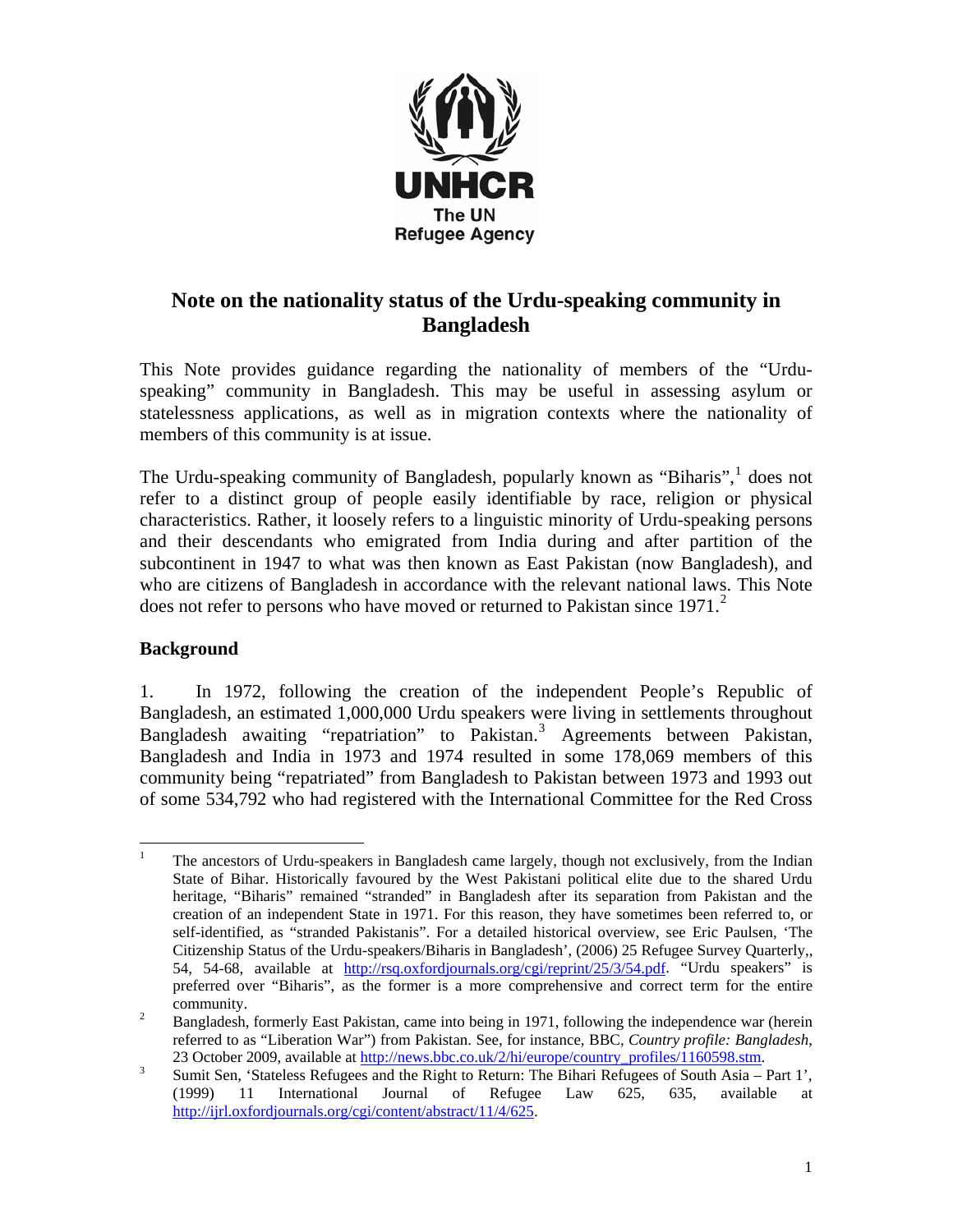# Note on the nationality status of the Urdu-speaking community in Bangladesh

This Note provides guidance regarding the nationality of members of the "Urdu-speaking" community in Bangladesh. This may be useful in assessing asylum or statelessness applications, as well as in migration contexts where the nationality of members of this community is at issue.

The Urdu-speaking community of Bangladesh, popularly known as "Biharis",[1] does not refer to a distinct group of people easily identifiable by race, religion or physical characteristics. Rather, it loosely refers to a linguistic minority of Urdu-speaking persons and their descendants who emigrated from India during and after partition of the subcontinent in 1947 to what was then known as East Pakistan (now Bangladesh), and who are citizens of Bangladesh in accordance with the relevant national laws. This Note does not refer to persons who have moved or returned to Pakistan since 1971.[2]

## Background

1. In 1972, following the creation of the independent People's Republic of Bangladesh, an estimated 1,000,000 Urdu speakers were living in settlements throughout Bangladesh awaiting "repatriation" to Pakistan.[3] Agreements between Pakistan, Bangladesh and India in 1973 and 1974 resulted in some 178,069 members of this community being "repatriated" from Bangladesh to Pakistan between 1973 and 1993 out of some 534,792 who had registered with the International Committee for the Red Cross

---

[1] The ancestors of Urdu-speakers in Bangladesh came largely, though not exclusively, from the Indian State of Bihar. Historically favoured by the West Pakistani political elite due to the shared Urdu heritage, "Biharis" remained "stranded" in Bangladesh after its separation from Pakistan and the creation of an independent State in 1971. For this reason, they have sometimes been referred to, or self-identified, as "stranded Pakistanis". For a detailed historical overview, see Eric Paulsen, 'The Citizenship Status of the Urdu-speakers/Biharis in Bangladesh', (2006) 25 Refugee Survey Quarterly,, 54, 54-68, available at http://rsq.oxfordjournals.org/cgi/reprint/25/3/54.pdf. "Urdu speakers" is preferred over "Biharis", as the former is a more comprehensive and correct term for the entire community.

[2] Bangladesh, formerly East Pakistan, came into being in 1971, following the independence war (herein referred to as "Liberation War") from Pakistan. See, for instance, BBC, *Country profile: Bangladesh*, 23 October 2009, available at http://news.bbc.co.uk/2/hi/europe/country_profiles/1160598.stm.

[3] Sumit Sen, 'Stateless Refugees and the Right to Return: The Bihari Refugees of South Asia – Part 1', (1999) 11 International Journal of Refugee Law 625, 635, available at http://ijrl.oxfordjournals.org/cgi/content/abstract/11/4/625.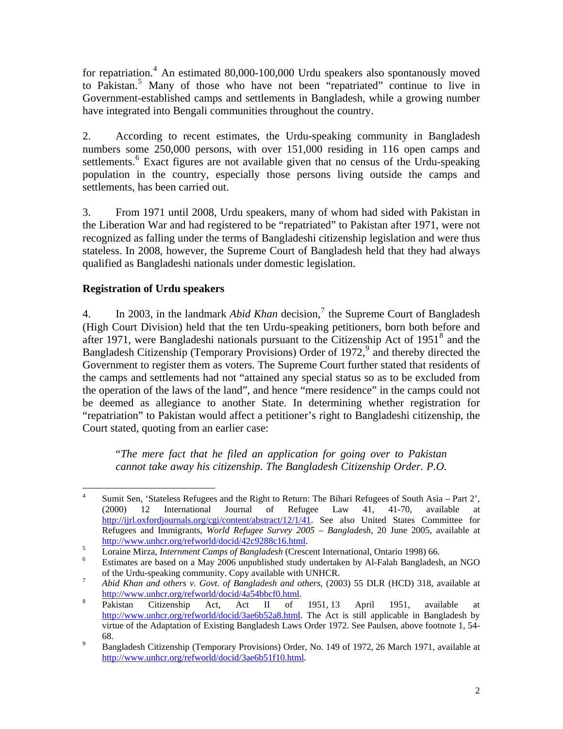for repatriation.[4] An estimated 80,000-100,000 Urdu speakers also spontanously moved to Pakistan.[5] Many of those who have not been "repatriated" continue to live in Government-established camps and settlements in Bangladesh, while a growing number have integrated into Bengali communities throughout the country.

2. According to recent estimates, the Urdu-speaking community in Bangladesh numbers some 250,000 persons, with over 151,000 residing in 116 open camps and settlements.[6] Exact figures are not available given that no census of the Urdu-speaking population in the country, especially those persons living outside the camps and settlements, has been carried out.

3. From 1971 until 2008, Urdu speakers, many of whom had sided with Pakistan in the Liberation War and had registered to be "repatriated" to Pakistan after 1971, were not recognized as falling under the terms of Bangladeshi citizenship legislation and were thus stateless. In 2008, however, the Supreme Court of Bangladesh held that they had always qualified as Bangladeshi nationals under domestic legislation.

**Registration of Urdu speakers**

4. In 2003, in the landmark *Abid Khan* decision,[7] the Supreme Court of Bangladesh (High Court Division) held that the ten Urdu-speaking petitioners, born both before and after 1971, were Bangladeshi nationals pursuant to the Citizenship Act of 1951[8] and the Bangladesh Citizenship (Temporary Provisions) Order of 1972,[9] and thereby directed the Government to register them as voters. The Supreme Court further stated that residents of the camps and settlements had not "attained any special status so as to be excluded from the operation of the laws of the land", and hence "mere residence" in the camps could not be deemed as allegiance to another State. In determining whether registration for "repatriation" to Pakistan would affect a petitioner's right to Bangladeshi citizenship, the Court stated, quoting from an earlier case:

> "*The mere fact that he filed an application for going over to Pakistan cannot take away his citizenship. The Bangladesh Citizenship Order. P.O.*

---

[4] Sumit Sen, 'Stateless Refugees and the Right to Return: The Bihari Refugees of South Asia – Part 2', (2000) 12 International Journal of Refugee Law 41, 41-70, available at http://ijrl.oxfordjournals.org/cgi/content/abstract/12/1/41. See also United States Committee for Refugees and Immigrants, *World Refugee Survey 2005 – Bangladesh*, 20 June 2005, available at http://www.unhcr.org/refworld/docid/42c9288c16.html.

[5] Loraine Mirza, *Internment Camps of Bangladesh* (Crescent International, Ontario 1998) 66.

[6] Estimates are based on a May 2006 unpublished study undertaken by Al-Falah Bangladesh, an NGO of the Urdu-speaking community. Copy available with UNHCR.

[7] *Abid Khan and others v. Govt. of Bangladesh and others*, (2003) 55 DLR (HCD) 318, available at http://www.unhcr.org/refworld/docid/4a54bbcf0.html.

[8] Pakistan Citizenship Act, Act II of 1951, 13 April 1951, available at http://www.unhcr.org/refworld/docid/3ae6b52a8.html. The Act is still applicable in Bangladesh by virtue of the Adaptation of Existing Bangladesh Laws Order 1972. See Paulsen, above footnote 1, 54-68.

[9] Bangladesh Citizenship (Temporary Provisions) Order, No. 149 of 1972, 26 March 1971, available at http://www.unhcr.org/refworld/docid/3ae6b51f10.html.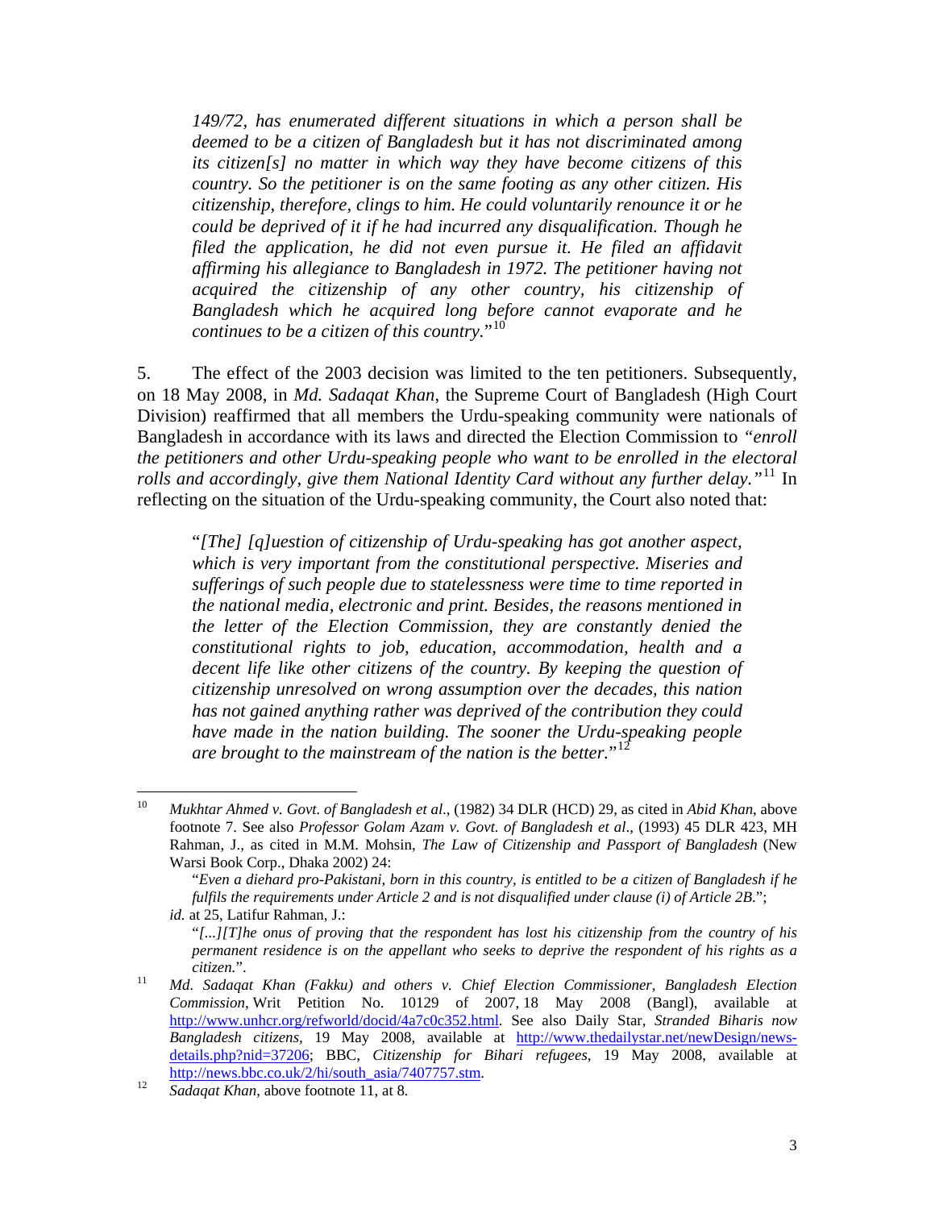> *149/72, has enumerated different situations in which a person shall be deemed to be a citizen of Bangladesh but it has not discriminated among its citizen[s] no matter in which way they have become citizens of this country. So the petitioner is on the same footing as any other citizen. His citizenship, therefore, clings to him. He could voluntarily renounce it or he could be deprived of it if he had incurred any disqualification. Though he filed the application, he did not even pursue it. He filed an affidavit affirming his allegiance to Bangladesh in 1972. The petitioner having not acquired the citizenship of any other country, his citizenship of Bangladesh which he acquired long before cannot evaporate and he continues to be a citizen of this country.*"[10]

5. The effect of the 2003 decision was limited to the ten petitioners. Subsequently, on 18 May 2008, in *Md. Sadaqat Khan*, the Supreme Court of Bangladesh (High Court Division) reaffirmed that all members the Urdu-speaking community were nationals of Bangladesh in accordance with its laws and directed the Election Commission to *"enroll the petitioners and other Urdu-speaking people who want to be enrolled in the electoral rolls and accordingly, give them National Identity Card without any further delay."*[11] In reflecting on the situation of the Urdu-speaking community, the Court also noted that:

> "*[The] [q]uestion of citizenship of Urdu-speaking has got another aspect, which is very important from the constitutional perspective. Miseries and sufferings of such people due to statelessness were time to time reported in the national media, electronic and print. Besides, the reasons mentioned in the letter of the Election Commission, they are constantly denied the constitutional rights to job, education, accommodation, health and a decent life like other citizens of the country. By keeping the question of citizenship unresolved on wrong assumption over the decades, this nation has not gained anything rather was deprived of the contribution they could have made in the nation building. The sooner the Urdu-speaking people are brought to the mainstream of the nation is the better.*"[12]

---

[10] *Mukhtar Ahmed v. Govt. of Bangladesh et al*., (1982) 34 DLR (HCD) 29, as cited in *Abid Khan*, above footnote 7. See also *Professor Golam Azam v. Govt. of Bangladesh et al*., (1993) 45 DLR 423, MH Rahman, J., as cited in M.M. Mohsin, *The Law of Citizenship and Passport of Bangladesh* (New Warsi Book Corp., Dhaka 2002) 24:

"*Even a diehard pro-Pakistani, born in this country, is entitled to be a citizen of Bangladesh if he fulfils the requirements under Article 2 and is not disqualified under clause (i) of Article 2B.*";

*id.* at 25, Latifur Rahman, J.:

"*[...][T]he onus of proving that the respondent has lost his citizenship from the country of his permanent residence is on the appellant who seeks to deprive the respondent of his rights as a citizen.*".

[11] *Md. Sadaqat Khan (Fakku) and others v. Chief Election Commissioner, Bangladesh Election Commission*, Writ Petition No. 10129 of 2007, 18 May 2008 (Bangl), available at http://www.unhcr.org/refworld/docid/4a7c0c352.html. See also Daily Star, *Stranded Biharis now Bangladesh citizens*, 19 May 2008, available at http://www.thedailystar.net/newDesign/news-details.php?nid=37206; BBC, *Citizenship for Bihari refugees*, 19 May 2008, available at http://news.bbc.co.uk/2/hi/south_asia/7407757.stm.

[12] *Sadaqat Khan*, above footnote 11, at 8.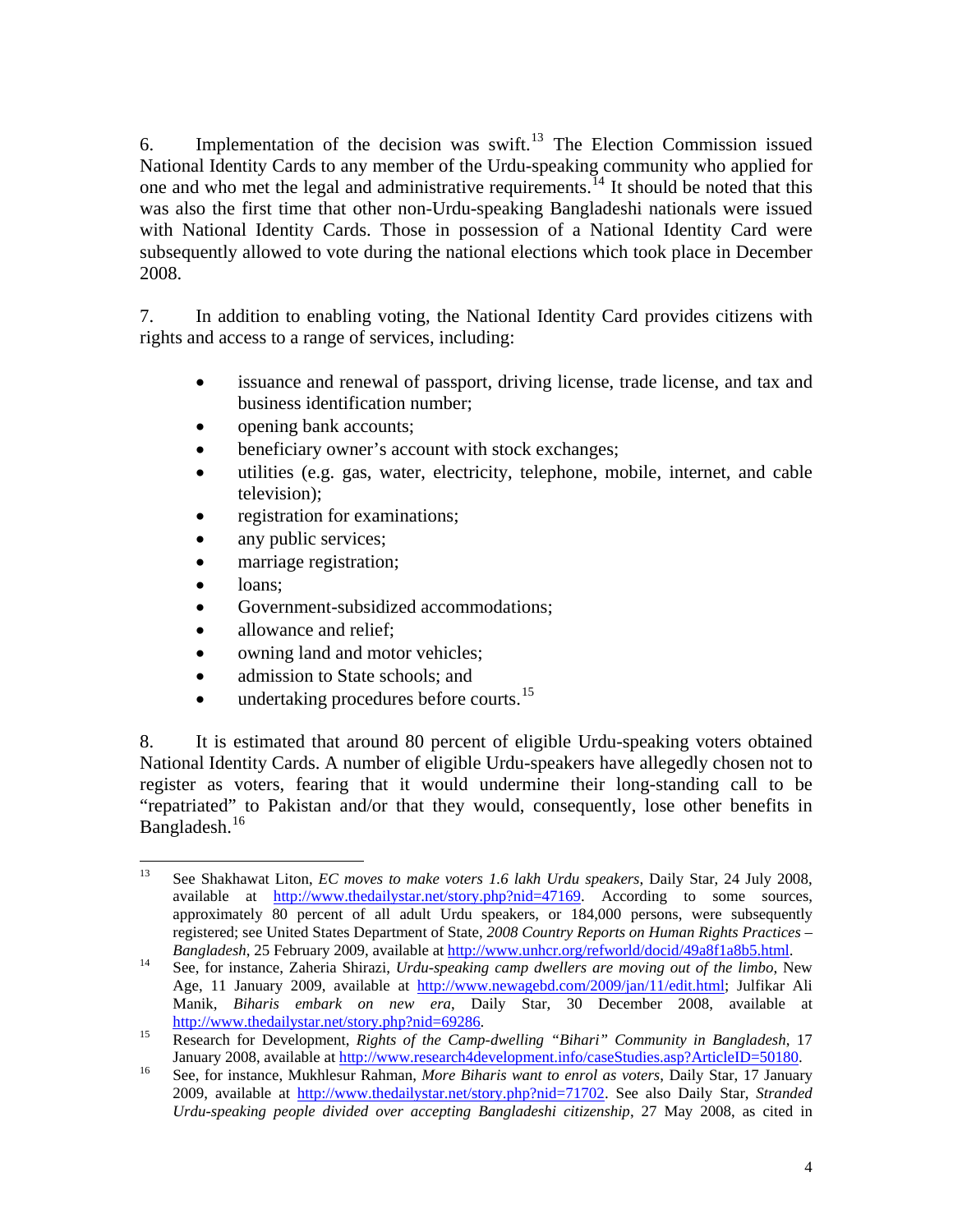6. Implementation of the decision was swift.[13] The Election Commission issued National Identity Cards to any member of the Urdu-speaking community who applied for one and who met the legal and administrative requirements.[14] It should be noted that this was also the first time that other non-Urdu-speaking Bangladeshi nationals were issued with National Identity Cards. Those in possession of a National Identity Card were subsequently allowed to vote during the national elections which took place in December 2008.

7. In addition to enabling voting, the National Identity Card provides citizens with rights and access to a range of services, including:

- issuance and renewal of passport, driving license, trade license, and tax and business identification number;
- opening bank accounts;
- beneficiary owner's account with stock exchanges;
- utilities (e.g. gas, water, electricity, telephone, mobile, internet, and cable television);
- registration for examinations;
- any public services;
- marriage registration;
- loans;
- Government-subsidized accommodations;
- allowance and relief;
- owning land and motor vehicles;
- admission to State schools; and
- undertaking procedures before courts.[15]

8. It is estimated that around 80 percent of eligible Urdu-speaking voters obtained National Identity Cards. A number of eligible Urdu-speakers have allegedly chosen not to register as voters, fearing that it would undermine their long-standing call to be "repatriated" to Pakistan and/or that they would, consequently, lose other benefits in Bangladesh.[16]

---

[13] See Shakhawat Liton, *EC moves to make voters 1.6 lakh Urdu speakers*, Daily Star, 24 July 2008, available at http://www.thedailystar.net/story.php?nid=47169. According to some sources, approximately 80 percent of all adult Urdu speakers, or 184,000 persons, were subsequently registered; see United States Department of State, *2008 Country Reports on Human Rights Practices – Bangladesh*, 25 February 2009, available at http://www.unhcr.org/refworld/docid/49a8f1a8b5.html.

[14] See, for instance, Zaheria Shirazi, *Urdu-speaking camp dwellers are moving out of the limbo*, New Age, 11 January 2009, available at http://www.newagebd.com/2009/jan/11/edit.html; Julfikar Ali Manik, *Biharis embark on new era*, Daily Star, 30 December 2008, available at http://www.thedailystar.net/story.php?nid=69286.

[15] Research for Development, *Rights of the Camp-dwelling "Bihari" Community in Bangladesh*, 17 January 2008, available at http://www.research4development.info/caseStudies.asp?ArticleID=50180.

[16] See, for instance, Mukhlesur Rahman, *More Biharis want to enrol as voters*, Daily Star, 17 January 2009, available at http://www.thedailystar.net/story.php?nid=71702. See also Daily Star, *Stranded Urdu-speaking people divided over accepting Bangladeshi citizenship*, 27 May 2008, as cited in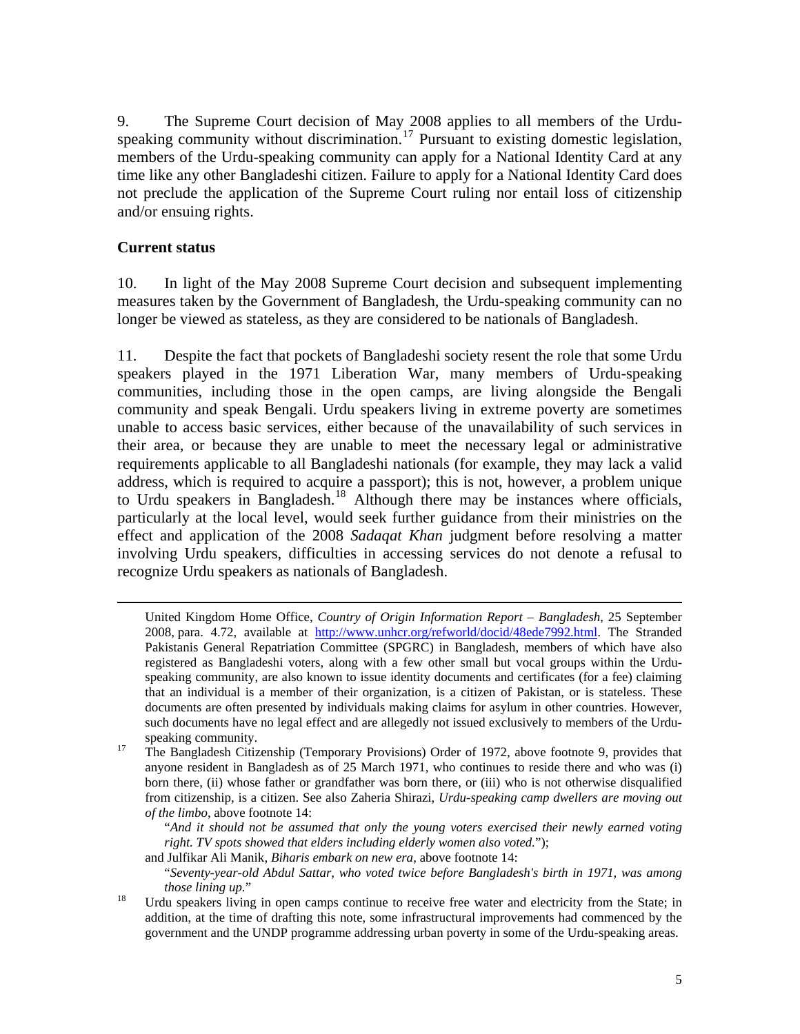9. The Supreme Court decision of May 2008 applies to all members of the Urdu-speaking community without discrimination.[17] Pursuant to existing domestic legislation, members of the Urdu-speaking community can apply for a National Identity Card at any time like any other Bangladeshi citizen. Failure to apply for a National Identity Card does not preclude the application of the Supreme Court ruling nor entail loss of citizenship and/or ensuing rights.

**Current status**

10. In light of the May 2008 Supreme Court decision and subsequent implementing measures taken by the Government of Bangladesh, the Urdu-speaking community can no longer be viewed as stateless, as they are considered to be nationals of Bangladesh.

11. Despite the fact that pockets of Bangladeshi society resent the role that some Urdu speakers played in the 1971 Liberation War, many members of Urdu-speaking communities, including those in the open camps, are living alongside the Bengali community and speak Bengali. Urdu speakers living in extreme poverty are sometimes unable to access basic services, either because of the unavailability of such services in their area, or because they are unable to meet the necessary legal or administrative requirements applicable to all Bangladeshi nationals (for example, they may lack a valid address, which is required to acquire a passport); this is not, however, a problem unique to Urdu speakers in Bangladesh.[18] Although there may be instances where officials, particularly at the local level, would seek further guidance from their ministries on the effect and application of the 2008 *Sadaqat Khan* judgment before resolving a matter involving Urdu speakers, difficulties in accessing services do not denote a refusal to recognize Urdu speakers as nationals of Bangladesh.

---

United Kingdom Home Office, *Country of Origin Information Report – Bangladesh*, 25 September 2008, para. 4.72, available at http://www.unhcr.org/refworld/docid/48ede7992.html. The Stranded Pakistanis General Repatriation Committee (SPGRC) in Bangladesh, members of which have also registered as Bangladeshi voters, along with a few other small but vocal groups within the Urdu-speaking community, are also known to issue identity documents and certificates (for a fee) claiming that an individual is a member of their organization, is a citizen of Pakistan, or is stateless. These documents are often presented by individuals making claims for asylum in other countries. However, such documents have no legal effect and are allegedly not issued exclusively to members of the Urdu-speaking community.

[17] The Bangladesh Citizenship (Temporary Provisions) Order of 1972, above footnote 9, provides that anyone resident in Bangladesh as of 25 March 1971, who continues to reside there and who was (i) born there, (ii) whose father or grandfather was born there, or (iii) who is not otherwise disqualified from citizenship, is a citizen. See also Zaheria Shirazi, *Urdu-speaking camp dwellers are moving out of the limbo*, above footnote 14:

"*And it should not be assumed that only the young voters exercised their newly earned voting right. TV spots showed that elders including elderly women also voted.*");

and Julfikar Ali Manik, *Biharis embark on new era*, above footnote 14:

"*Seventy-year-old Abdul Sattar, who voted twice before Bangladesh's birth in 1971, was among those lining up.*"

[18] Urdu speakers living in open camps continue to receive free water and electricity from the State; in addition, at the time of drafting this note, some infrastructural improvements had commenced by the government and the UNDP programme addressing urban poverty in some of the Urdu-speaking areas.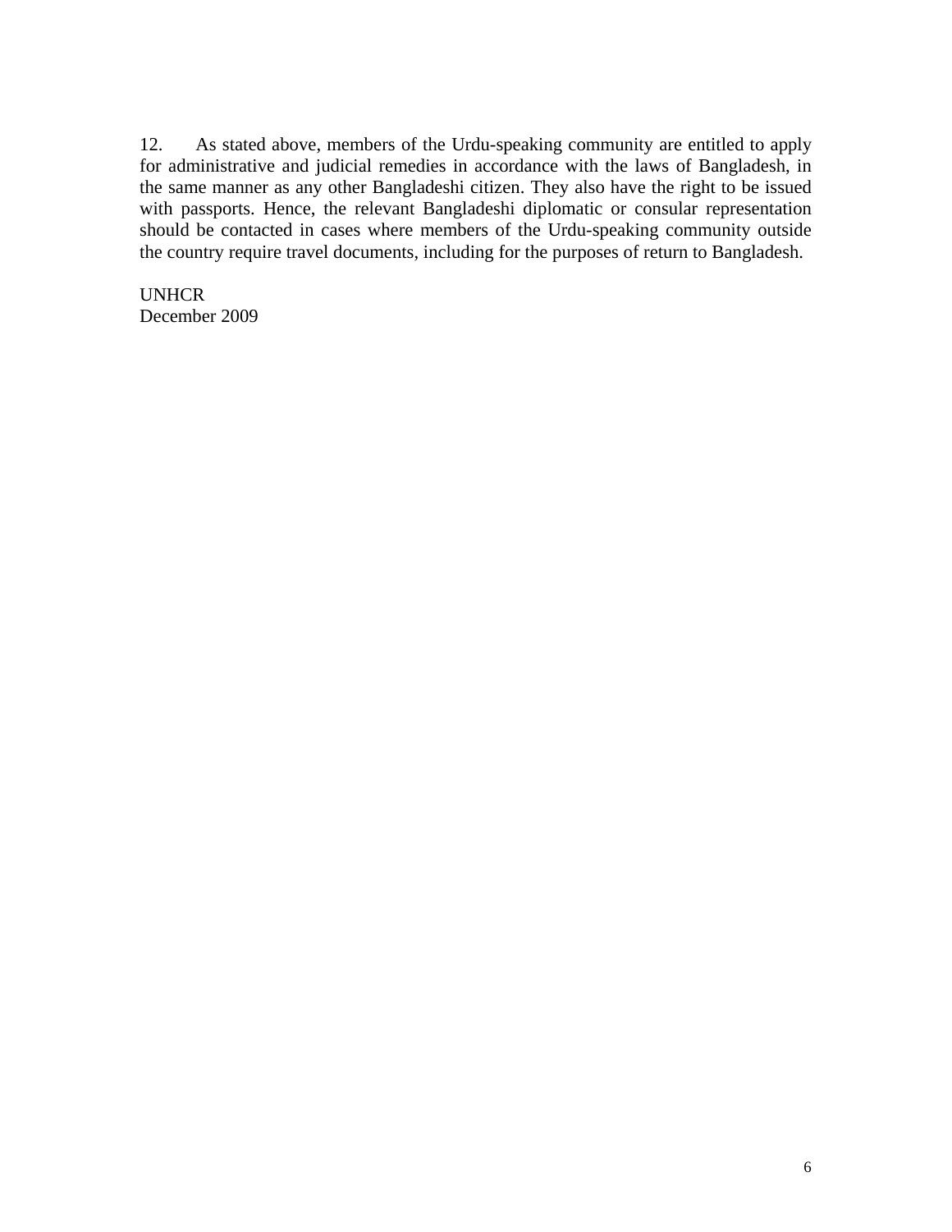12. As stated above, members of the Urdu-speaking community are entitled to apply for administrative and judicial remedies in accordance with the laws of Bangladesh, in the same manner as any other Bangladeshi citizen. They also have the right to be issued with passports. Hence, the relevant Bangladeshi diplomatic or consular representation should be contacted in cases where members of the Urdu-speaking community outside the country require travel documents, including for the purposes of return to Bangladesh.

UNHCR
December 2009